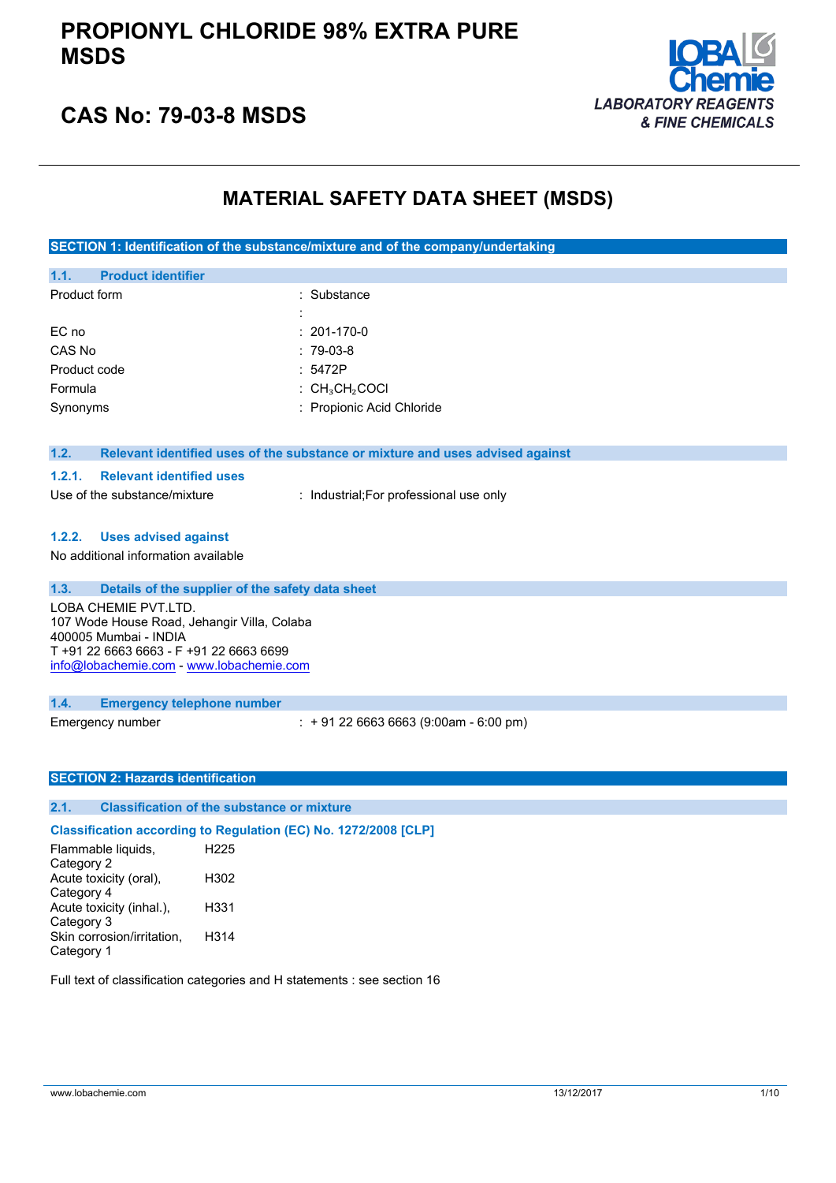# PROPIONYL CHLORIDE 98% EXTRA PURE MSDS

## CAS No: 79-03-8 MSDS

LOBA Chemie
LABORATORY REAGENTS & FINE CHEMICALS

# MATERIAL SAFETY DATA SHEET (MSDS)

## SECTION 1: Identification of the substance/mixture and of the company/undertaking

### 1.1. Product identifier

| | |
|---|---|
| Product form | : Substance |
| | : |
| EC no | : 201-170-0 |
| CAS No | : 79-03-8 |
| Product code | : 5472P |
| Formula | : $CH_3CH_2COCl$ |
| Synonyms | : Propionic Acid Chloride |

### 1.2. Relevant identified uses of the substance or mixture and uses advised against

#### 1.2.1. Relevant identified uses

Use of the substance/mixture : Industrial;For professional use only

#### 1.2.2. Uses advised against

No additional information available

### 1.3. Details of the supplier of the safety data sheet

LOBA CHEMIE PVT.LTD.
107 Wode House Road, Jehangir Villa, Colaba
400005 Mumbai - INDIA
T +91 22 6663 6663 - F +91 22 6663 6699
info@lobachemie.com - www.lobachemie.com

### 1.4. Emergency telephone number

Emergency number : + 91 22 6663 6663 (9:00am - 6:00 pm)

## SECTION 2: Hazards identification

### 2.1. Classification of the substance or mixture

**Classification according to Regulation (EC) No. 1272/2008 [CLP]**

| | |
|---|---|
| Flammable liquids, Category 2 | H225 |
| Acute toxicity (oral), Category 4 | H302 |
| Acute toxicity (inhal.), Category 3 | H331 |
| Skin corrosion/irritation, Category 1 | H314 |

Full text of classification categories and H statements : see section 16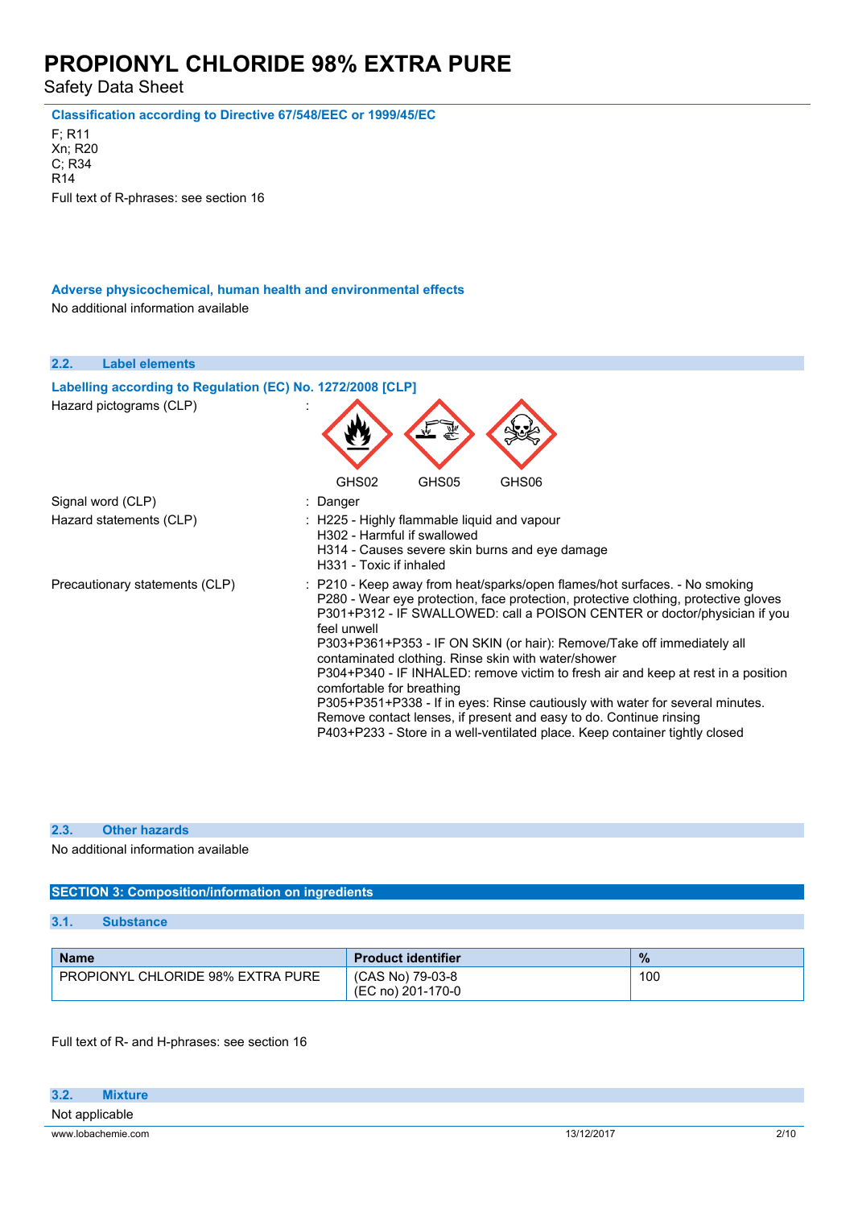**Classification according to Directive 67/548/EEC or 1999/45/EC**

F; R11
Xn; R20
C; R34
R14

Full text of R-phrases: see section 16

**Adverse physicochemical, human health and environmental effects**

No additional information available

### 2.2. Label elements

**Labelling according to Regulation (EC) No. 1272/2008 [CLP]**

| | |
|---|---|
| Hazard pictograms (CLP) | : GHS02 GHS05 GHS06 |
| Signal word (CLP) | : Danger |
| Hazard statements (CLP) | : H225 - Highly flammable liquid and vapour<br>H302 - Harmful if swallowed<br>H314 - Causes severe skin burns and eye damage<br>H331 - Toxic if inhaled |
| Precautionary statements (CLP) | : P210 - Keep away from heat/sparks/open flames/hot surfaces. - No smoking<br>P280 - Wear eye protection, face protection, protective clothing, protective gloves<br>P301+P312 - IF SWALLOWED: call a POISON CENTER or doctor/physician if you feel unwell<br>P303+P361+P353 - IF ON SKIN (or hair): Remove/Take off immediately all contaminated clothing. Rinse skin with water/shower<br>P304+P340 - IF INHALED: remove victim to fresh air and keep at rest in a position comfortable for breathing<br>P305+P351+P338 - If in eyes: Rinse cautiously with water for several minutes. Remove contact lenses, if present and easy to do. Continue rinsing<br>P403+P233 - Store in a well-ventilated place. Keep container tightly closed |

### 2.3. Other hazards

No additional information available

## SECTION 3: Composition/information on ingredients

### 3.1. Substance

| Name | Product identifier | % |
|---|---|---|
| PROPIONYL CHLORIDE 98% EXTRA PURE | (CAS No) 79-03-8<br>(EC no) 201-170-0 | 100 |

Full text of R- and H-phrases: see section 16

### 3.2. Mixture

Not applicable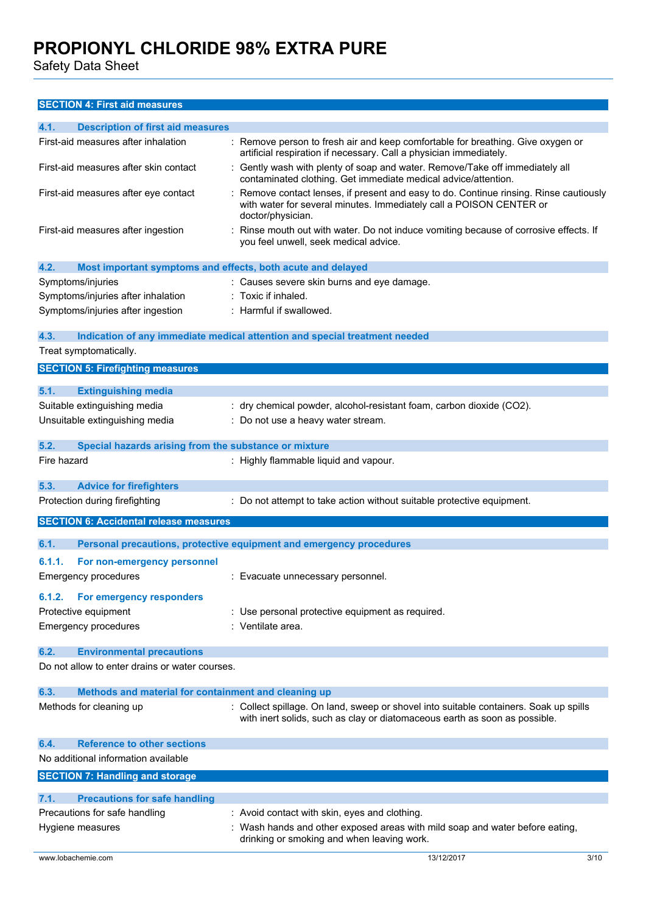## SECTION 4: First aid measures

### 4.1. Description of first aid measures

| | |
|---|---|
| First-aid measures after inhalation | : Remove person to fresh air and keep comfortable for breathing. Give oxygen or artificial respiration if necessary. Call a physician immediately. |
| First-aid measures after skin contact | : Gently wash with plenty of soap and water. Remove/Take off immediately all contaminated clothing. Get immediate medical advice/attention. |
| First-aid measures after eye contact | : Remove contact lenses, if present and easy to do. Continue rinsing. Rinse cautiously with water for several minutes. Immediately call a POISON CENTER or doctor/physician. |
| First-aid measures after ingestion | : Rinse mouth out with water. Do not induce vomiting because of corrosive effects. If you feel unwell, seek medical advice. |

### 4.2. Most important symptoms and effects, both acute and delayed

| | |
|---|---|
| Symptoms/injuries | : Causes severe skin burns and eye damage. |
| Symptoms/injuries after inhalation | : Toxic if inhaled. |
| Symptoms/injuries after ingestion | : Harmful if swallowed. |

### 4.3. Indication of any immediate medical attention and special treatment needed

Treat symptomatically.

## SECTION 5: Firefighting measures

### 5.1. Extinguishing media

| | |
|---|---|
| Suitable extinguishing media | : dry chemical powder, alcohol-resistant foam, carbon dioxide ($CO_2$). |
| Unsuitable extinguishing media | : Do not use a heavy water stream. |

### 5.2. Special hazards arising from the substance or mixture

| | |
|---|---|
| Fire hazard | : Highly flammable liquid and vapour. |

### 5.3. Advice for firefighters

| | |
|---|---|
| Protection during firefighting | : Do not attempt to take action without suitable protective equipment. |

## SECTION 6: Accidental release measures

### 6.1. Personal precautions, protective equipment and emergency procedures

#### 6.1.1. For non-emergency personnel

| | |
|---|---|
| Emergency procedures | : Evacuate unnecessary personnel. |

#### 6.1.2. For emergency responders

| | |
|---|---|
| Protective equipment | : Use personal protective equipment as required. |
| Emergency procedures | : Ventilate area. |

### 6.2. Environmental precautions

Do not allow to enter drains or water courses.

### 6.3. Methods and material for containment and cleaning up

| | |
|---|---|
| Methods for cleaning up | : Collect spillage. On land, sweep or shovel into suitable containers. Soak up spills with inert solids, such as clay or diatomaceous earth as soon as possible. |

### 6.4. Reference to other sections

No additional information available

## SECTION 7: Handling and storage

### 7.1. Precautions for safe handling

| | |
|---|---|
| Precautions for safe handling | : Avoid contact with skin, eyes and clothing. |
| Hygiene measures | : Wash hands and other exposed areas with mild soap and water before eating, drinking or smoking and when leaving work. |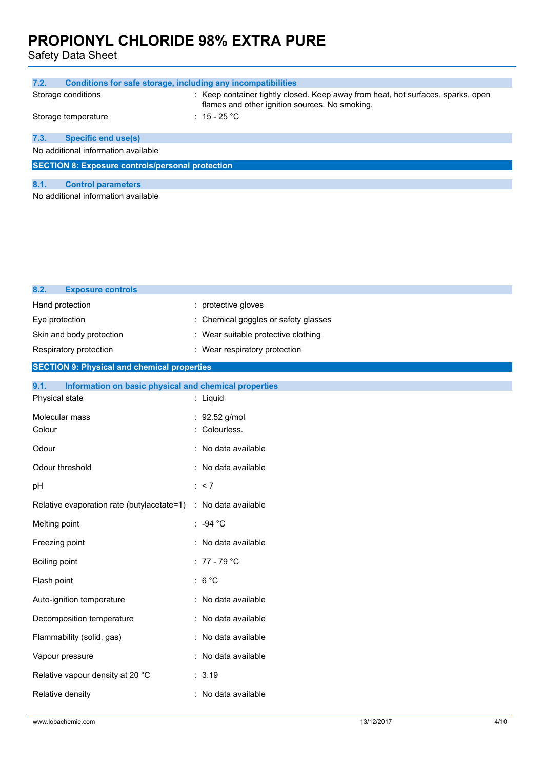### 7.2. Conditions for safe storage, including any incompatibilities

| | |
|---|---|
| Storage conditions | : Keep container tightly closed. Keep away from heat, hot surfaces, sparks, open flames and other ignition sources. No smoking. |
| Storage temperature | : 15 - 25 °C |

### 7.3. Specific end use(s)

No additional information available

## SECTION 8: Exposure controls/personal protection

### 8.1. Control parameters

No additional information available

### 8.2. Exposure controls

| | |
|---|---|
| Hand protection | : protective gloves |
| Eye protection | : Chemical goggles or safety glasses |
| Skin and body protection | : Wear suitable protective clothing |
| Respiratory protection | : Wear respiratory protection |

## SECTION 9: Physical and chemical properties

### 9.1. Information on basic physical and chemical properties

| | |
|---|---|
| Physical state | : Liquid |
| Molecular mass | : 92.52 g/mol |
| Colour | : Colourless. |
| Odour | : No data available |
| Odour threshold | : No data available |
| pH | : < 7 |
| Relative evaporation rate (butylacetate=1) | : No data available |
| Melting point | : -94 °C |
| Freezing point | : No data available |
| Boiling point | : 77 - 79 °C |
| Flash point | : 6 °C |
| Auto-ignition temperature | : No data available |
| Decomposition temperature | : No data available |
| Flammability (solid, gas) | : No data available |
| Vapour pressure | : No data available |
| Relative vapour density at 20 °C | : 3.19 |
| Relative density | : No data available |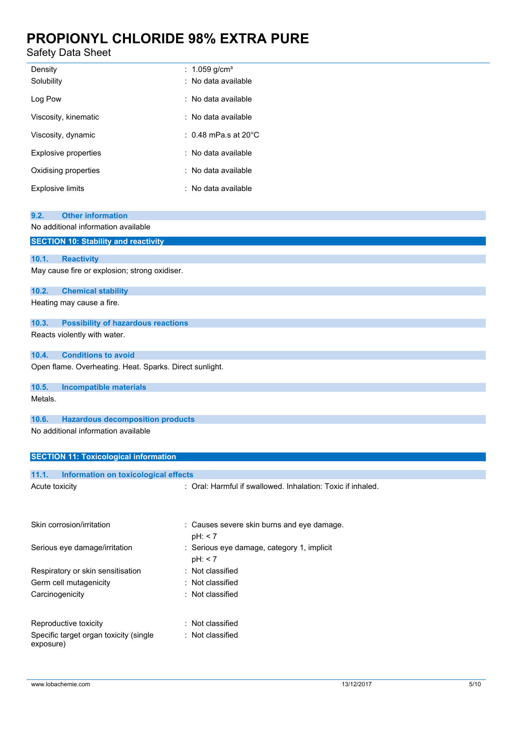| | |
|---|---|
| Density | : 1.059 g/cm³ |
| Solubility | : No data available |
| Log Pow | : No data available |
| Viscosity, kinematic | : No data available |
| Viscosity, dynamic | : 0.48 mPa.s at 20°C |
| Explosive properties | : No data available |
| Oxidising properties | : No data available |
| Explosive limits | : No data available |

### 9.2. Other information

No additional information available

## SECTION 10: Stability and reactivity

### 10.1. Reactivity

May cause fire or explosion; strong oxidiser.

### 10.2. Chemical stability

Heating may cause a fire.

### 10.3. Possibility of hazardous reactions

Reacts violently with water.

### 10.4. Conditions to avoid

Open flame. Overheating. Heat. Sparks. Direct sunlight.

### 10.5. Incompatible materials

Metals.

### 10.6. Hazardous decomposition products

No additional information available

## SECTION 11: Toxicological information

### 11.1. Information on toxicological effects

| | |
|---|---|
| Acute toxicity | : Oral: Harmful if swallowed. Inhalation: Toxic if inhaled. |
| Skin corrosion/irritation | : Causes severe skin burns and eye damage.<br>pH: < 7 |
| Serious eye damage/irritation | : Serious eye damage, category 1, implicit<br>pH: < 7 |
| Respiratory or skin sensitisation | : Not classified |
| Germ cell mutagenicity | : Not classified |
| Carcinogenicity | : Not classified |
| Reproductive toxicity | : Not classified |
| Specific target organ toxicity (single exposure) | : Not classified |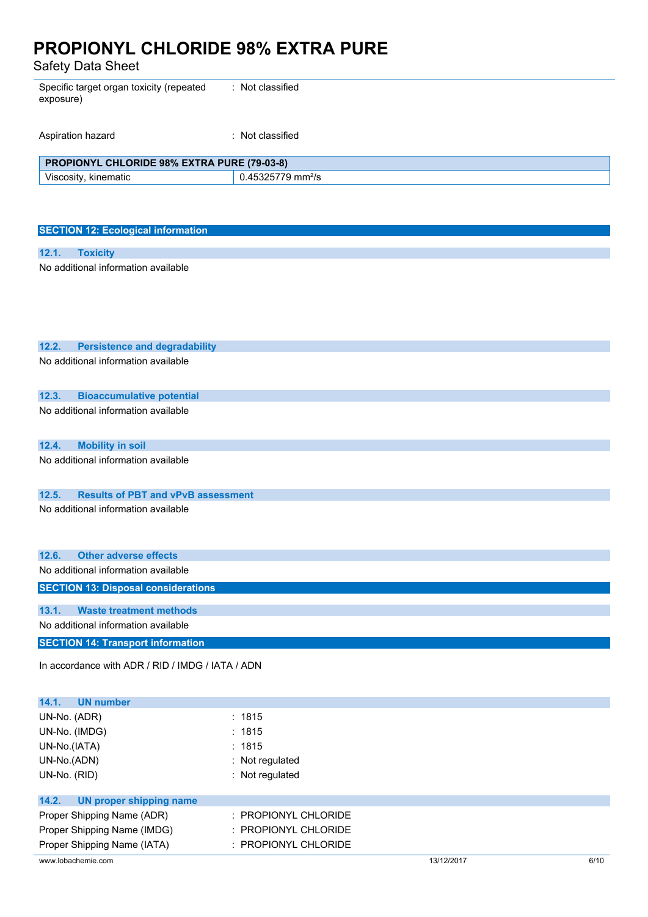| | |
|---|---|
| Specific target organ toxicity (repeated exposure) | : Not classified |
| Aspiration hazard | : Not classified |

| PROPIONYL CHLORIDE 98% EXTRA PURE (79-03-8) | |
|---|---|
| Viscosity, kinematic | 0.45325779 mm²/s |

## SECTION 12: Ecological information

### 12.1. Toxicity

No additional information available

### 12.2. Persistence and degradability

No additional information available

### 12.3. Bioaccumulative potential

No additional information available

### 12.4. Mobility in soil

No additional information available

### 12.5. Results of PBT and vPvB assessment

No additional information available

### 12.6. Other adverse effects

No additional information available

## SECTION 13: Disposal considerations

### 13.1. Waste treatment methods

No additional information available

## SECTION 14: Transport information

In accordance with ADR / RID / IMDG / IATA / ADN

### 14.1. UN number

| | |
|---|---|
| UN-No. (ADR) | : 1815 |
| UN-No. (IMDG) | : 1815 |
| UN-No.(IATA) | : 1815 |
| UN-No.(ADN) | : Not regulated |
| UN-No. (RID) | : Not regulated |

### 14.2. UN proper shipping name

| | |
|---|---|
| Proper Shipping Name (ADR) | : PROPIONYL CHLORIDE |
| Proper Shipping Name (IMDG) | : PROPIONYL CHLORIDE |
| Proper Shipping Name (IATA) | : PROPIONYL CHLORIDE |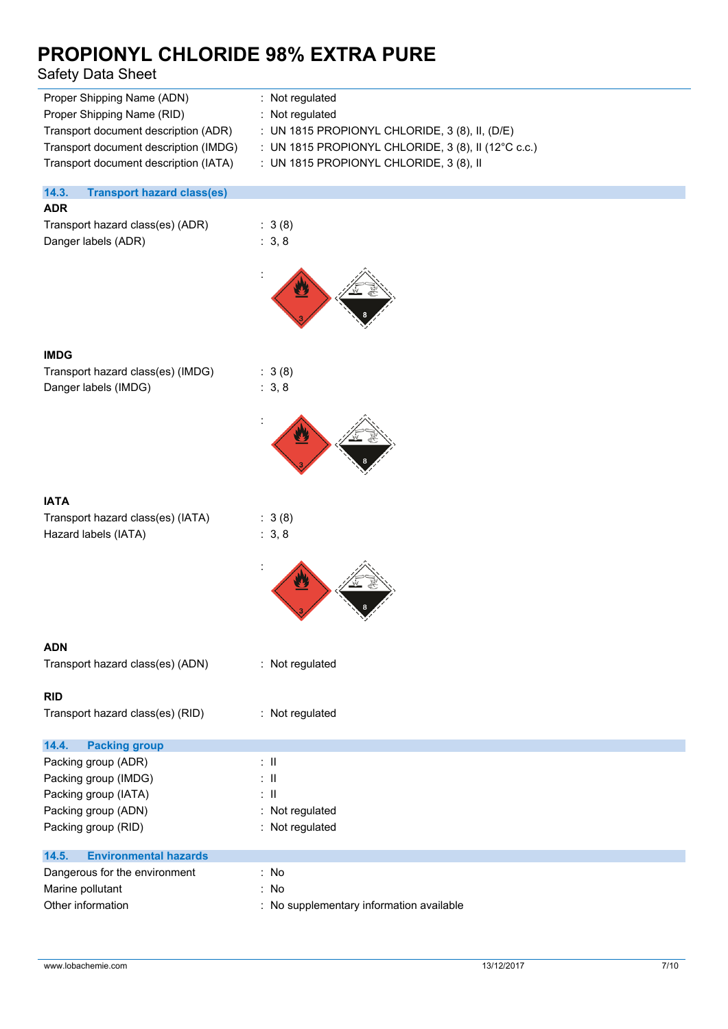Proper Shipping Name (ADN) : Not regulated
Proper Shipping Name (RID) : Not regulated
Transport document description (ADR) : UN 1815 PROPIONYL CHLORIDE, 3 (8), II, (D/E)
Transport document description (IMDG) : UN 1815 PROPIONYL CHLORIDE, 3 (8), II (12°C c.c.)
Transport document description (IATA) : UN 1815 PROPIONYL CHLORIDE, 3 (8), II

## 14.3. Transport hazard class(es)

**ADR**

Transport hazard class(es) (ADR) : 3 (8)
Danger labels (ADR) : 3, 8

:

**IMDG**

Transport hazard class(es) (IMDG) : 3 (8)
Danger labels (IMDG) : 3, 8

:

**IATA**

Transport hazard class(es) (IATA) : 3 (8)
Hazard labels (IATA) : 3, 8

:

**ADN**

Transport hazard class(es) (ADN) : Not regulated

**RID**

Transport hazard class(es) (RID) : Not regulated

## 14.4. Packing group

Packing group (ADR) : II
Packing group (IMDG) : II
Packing group (IATA) : II
Packing group (ADN) : Not regulated
Packing group (RID) : Not regulated

## 14.5. Environmental hazards

Dangerous for the environment : No
Marine pollutant : No
Other information : No supplementary information available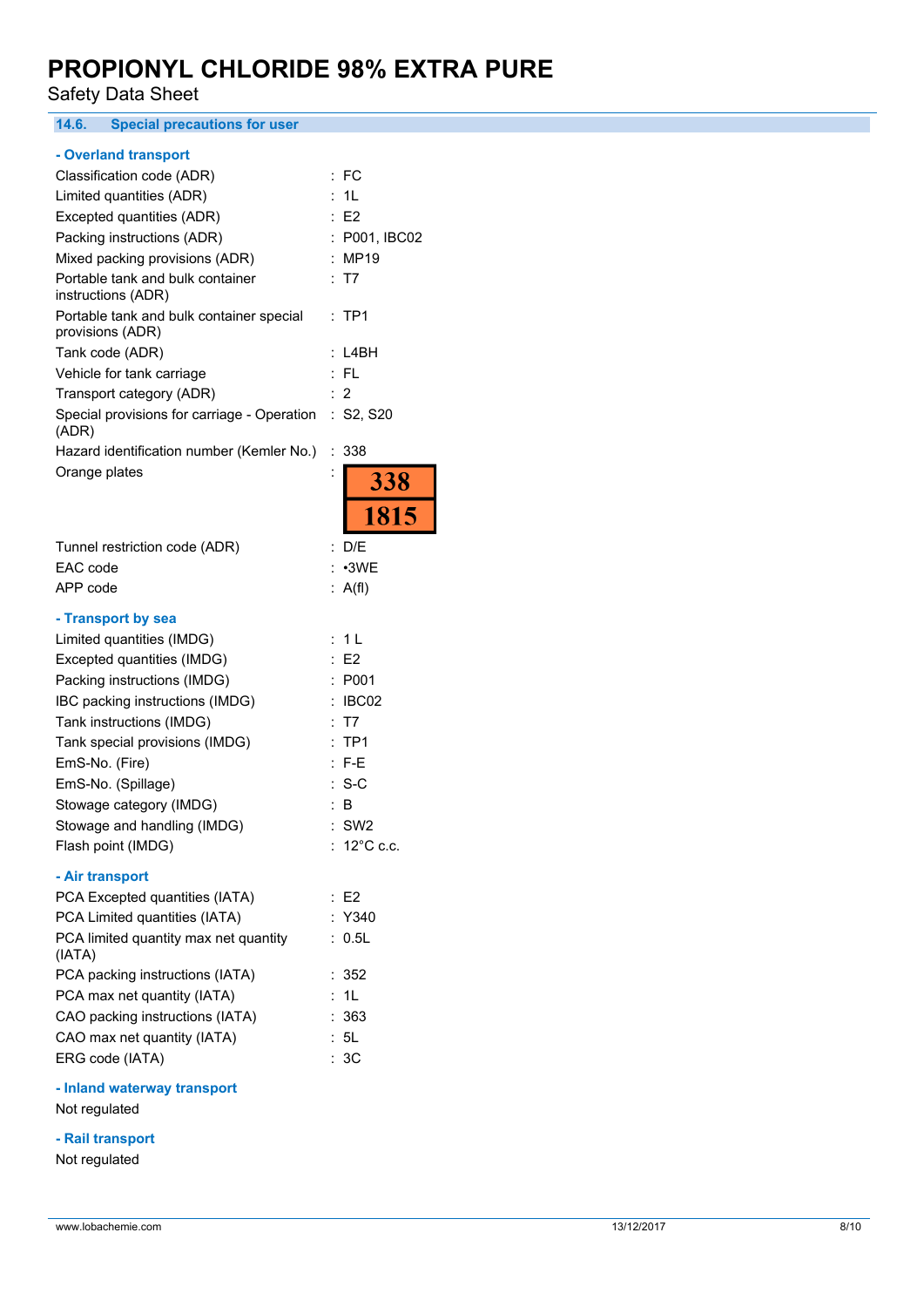### 14.6. Special precautions for user

**- Overland transport**

| | |
|---|---|
| Classification code (ADR) | : FC |
| Limited quantities (ADR) | : 1L |
| Excepted quantities (ADR) | : E2 |
| Packing instructions (ADR) | : P001, IBC02 |
| Mixed packing provisions (ADR) | : MP19 |
| Portable tank and bulk container instructions (ADR) | : T7 |
| Portable tank and bulk container special provisions (ADR) | : TP1 |
| Tank code (ADR) | : L4BH |
| Vehicle for tank carriage | : FL |
| Transport category (ADR) | : 2 |
| Special provisions for carriage - Operation (ADR) | : S2, S20 |
| Hazard identification number (Kemler No.) | : 338 |
| Orange plates | : 338 / 1815 |
| Tunnel restriction code (ADR) | : D/E |
| EAC code | : •3WE |
| APP code | : A(fl) |

**- Transport by sea**

| | |
|---|---|
| Limited quantities (IMDG) | : 1 L |
| Excepted quantities (IMDG) | : E2 |
| Packing instructions (IMDG) | : P001 |
| IBC packing instructions (IMDG) | : IBC02 |
| Tank instructions (IMDG) | : T7 |
| Tank special provisions (IMDG) | : TP1 |
| EmS-No. (Fire) | : F-E |
| EmS-No. (Spillage) | : S-C |
| Stowage category (IMDG) | : B |
| Stowage and handling (IMDG) | : SW2 |
| Flash point (IMDG) | : 12°C c.c. |

**- Air transport**

| | |
|---|---|
| PCA Excepted quantities (IATA) | : E2 |
| PCA Limited quantities (IATA) | : Y340 |
| PCA limited quantity max net quantity (IATA) | : 0.5L |
| PCA packing instructions (IATA) | : 352 |
| PCA max net quantity (IATA) | : 1L |
| CAO packing instructions (IATA) | : 363 |
| CAO max net quantity (IATA) | : 5L |
| ERG code (IATA) | : 3C |

**- Inland waterway transport**

Not regulated

**- Rail transport**

Not regulated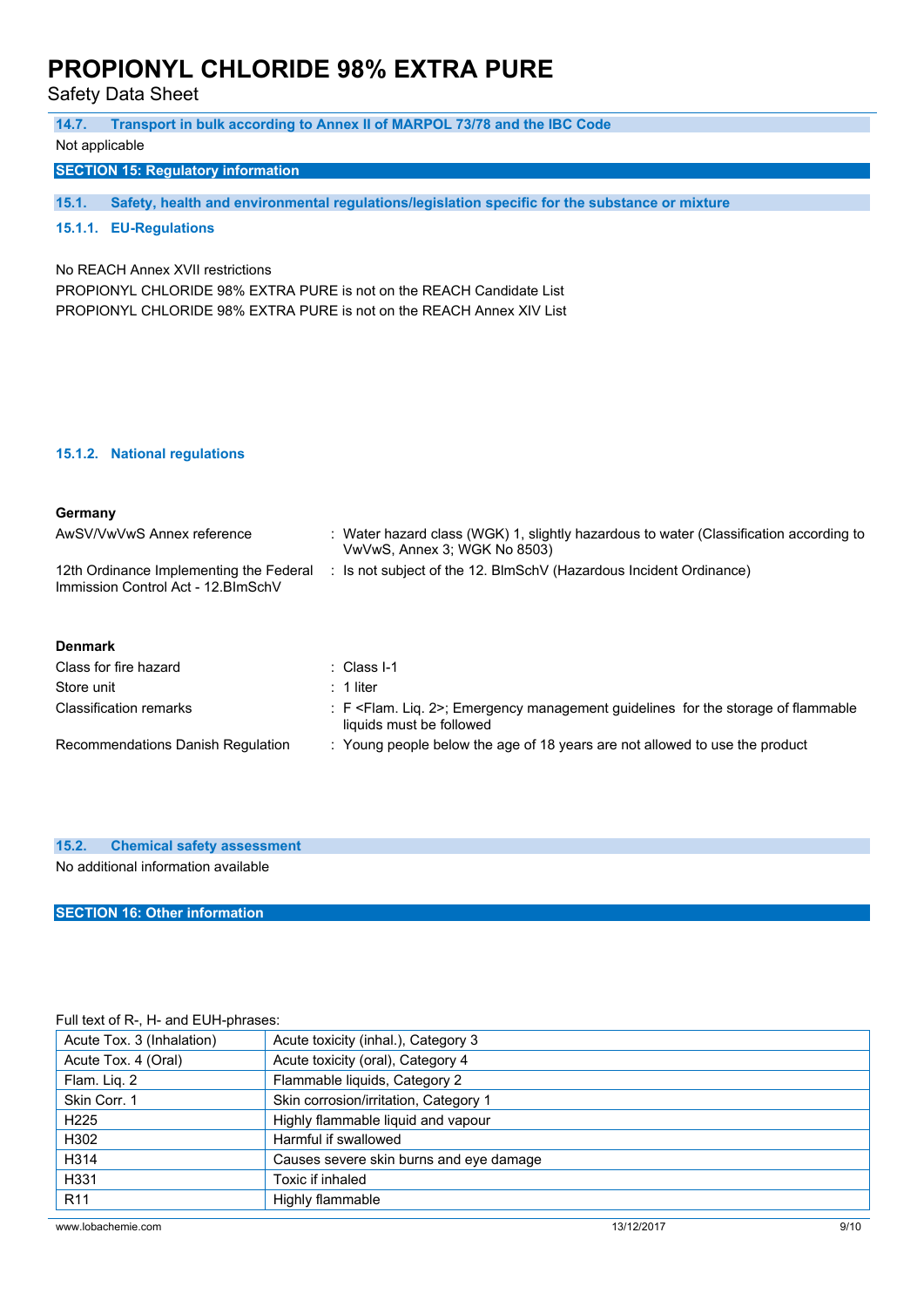### 14.7. Transport in bulk according to Annex II of MARPOL 73/78 and the IBC Code

Not applicable

## SECTION 15: Regulatory information

### 15.1. Safety, health and environmental regulations/legislation specific for the substance or mixture

#### 15.1.1. EU-Regulations

No REACH Annex XVII restrictions

PROPIONYL CHLORIDE 98% EXTRA PURE is not on the REACH Candidate List

PROPIONYL CHLORIDE 98% EXTRA PURE is not on the REACH Annex XIV List

#### 15.1.2. National regulations

**Germany**

| | |
|---|---|
| AwSV/VwVwS Annex reference | : Water hazard class (WGK) 1, slightly hazardous to water (Classification according to VwVwS, Annex 3; WGK No 8503) |
| 12th Ordinance Implementing the Federal Immission Control Act - 12.BImSchV | : Is not subject of the 12. BlmSchV (Hazardous Incident Ordinance) |

**Denmark**

| | |
|---|---|
| Class for fire hazard | : Class I-1 |
| Store unit | : 1 liter |
| Classification remarks | : F <Flam. Liq. 2>; Emergency management guidelines for the storage of flammable liquids must be followed |
| Recommendations Danish Regulation | : Young people below the age of 18 years are not allowed to use the product |

### 15.2. Chemical safety assessment

No additional information available

## SECTION 16: Other information

Full text of R-, H- and EUH-phrases:

| | |
|---|---|
| Acute Tox. 3 (Inhalation) | Acute toxicity (inhal.), Category 3 |
| Acute Tox. 4 (Oral) | Acute toxicity (oral), Category 4 |
| Flam. Liq. 2 | Flammable liquids, Category 2 |
| Skin Corr. 1 | Skin corrosion/irritation, Category 1 |
| H225 | Highly flammable liquid and vapour |
| H302 | Harmful if swallowed |
| H314 | Causes severe skin burns and eye damage |
| H331 | Toxic if inhaled |
| R11 | Highly flammable |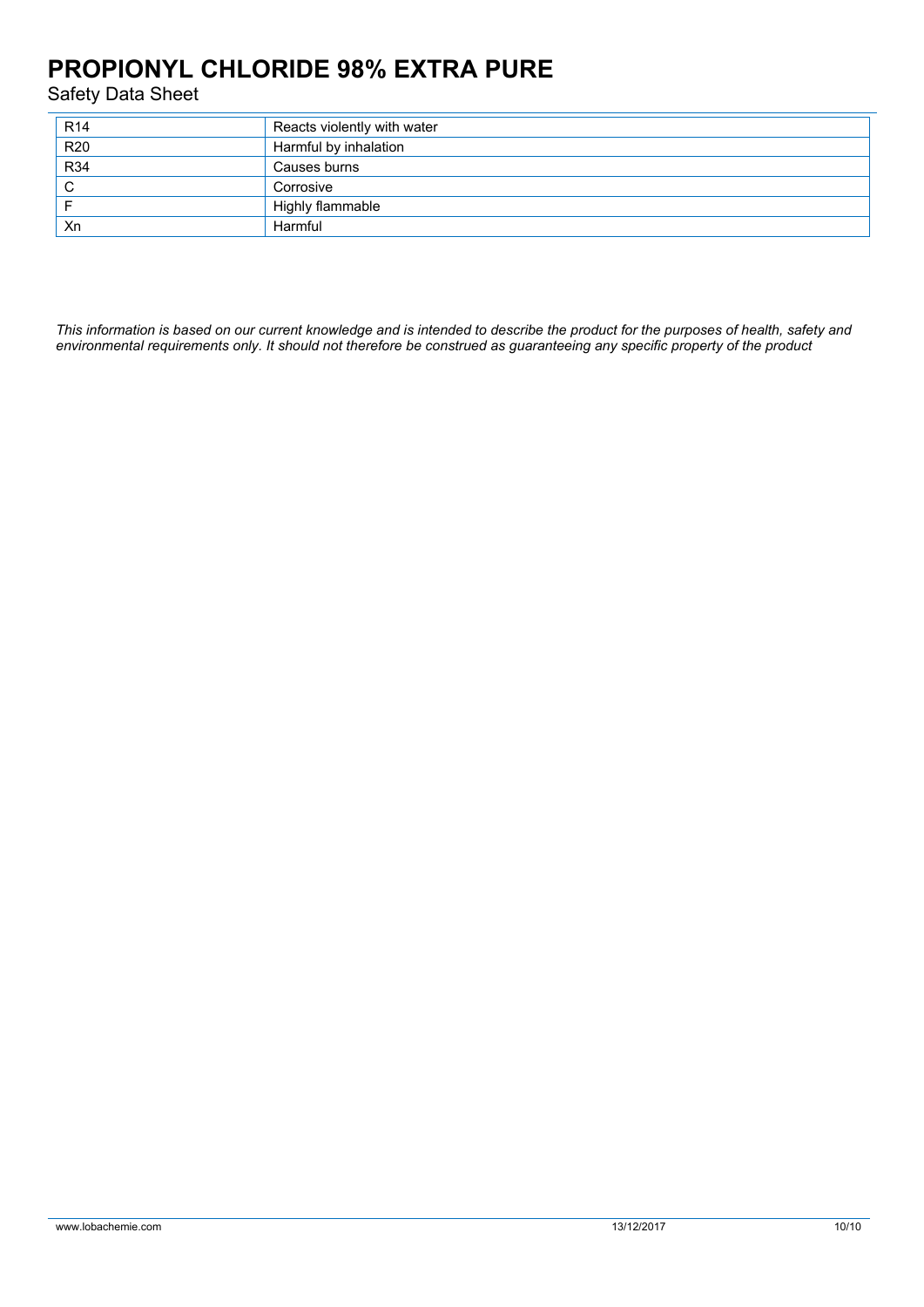| | |
|---|---|
| R14 | Reacts violently with water |
| R20 | Harmful by inhalation |
| R34 | Causes burns |
| C | Corrosive |
| F | Highly flammable |
| Xn | Harmful |

*This information is based on our current knowledge and is intended to describe the product for the purposes of health, safety and environmental requirements only. It should not therefore be construed as guaranteeing any specific property of the product*